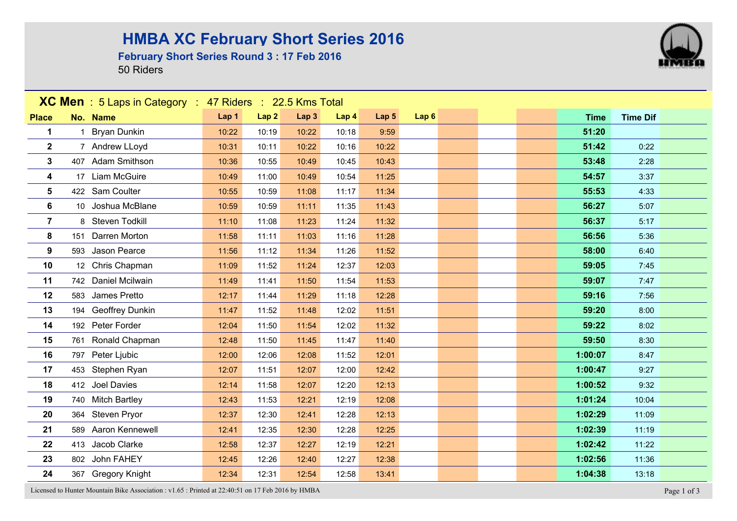# HMBA XC February Short Series 2016

**February Short Series Round 3 : 17 Feb 2016**

50 Riders

**XC Men** : 5 Laps in Category : 47 Riders : 22.5 Kms Total

| Place | No. | Name | Lap 1 | Lap 2 | Lap 3 | Lap 4 | Lap 5 | Lap 6 | Time | Time Dif |
|---|---|---|---|---|---|---|---|---|---|---|
| 1 | 1 | Bryan Dunkin | 10:22 | 10:19 | 10:22 | 10:18 | 9:59 | | 51:20 | |
| 2 | 7 | Andrew LLoyd | 10:31 | 10:11 | 10:22 | 10:16 | 10:22 | | 51:42 | 0:22 |
| 3 | 407 | Adam Smithson | 10:36 | 10:55 | 10:49 | 10:45 | 10:43 | | 53:48 | 2:28 |
| 4 | 17 | Liam McGuire | 10:49 | 11:00 | 10:49 | 10:54 | 11:25 | | 54:57 | 3:37 |
| 5 | 422 | Sam Coulter | 10:55 | 10:59 | 11:08 | 11:17 | 11:34 | | 55:53 | 4:33 |
| 6 | 10 | Joshua McBlane | 10:59 | 10:59 | 11:11 | 11:35 | 11:43 | | 56:27 | 5:07 |
| 7 | 8 | Steven Todkill | 11:10 | 11:08 | 11:23 | 11:24 | 11:32 | | 56:37 | 5:17 |
| 8 | 151 | Darren Morton | 11:58 | 11:11 | 11:03 | 11:16 | 11:28 | | 56:56 | 5:36 |
| 9 | 593 | Jason Pearce | 11:56 | 11:12 | 11:34 | 11:26 | 11:52 | | 58:00 | 6:40 |
| 10 | 12 | Chris Chapman | 11:09 | 11:52 | 11:24 | 12:37 | 12:03 | | 59:05 | 7:45 |
| 11 | 742 | Daniel Mcilwain | 11:49 | 11:41 | 11:50 | 11:54 | 11:53 | | 59:07 | 7:47 |
| 12 | 583 | James Pretto | 12:17 | 11:44 | 11:29 | 11:18 | 12:28 | | 59:16 | 7:56 |
| 13 | 194 | Geoffrey Dunkin | 11:47 | 11:52 | 11:48 | 12:02 | 11:51 | | 59:20 | 8:00 |
| 14 | 192 | Peter Forder | 12:04 | 11:50 | 11:54 | 12:02 | 11:32 | | 59:22 | 8:02 |
| 15 | 761 | Ronald Chapman | 12:48 | 11:50 | 11:45 | 11:47 | 11:40 | | 59:50 | 8:30 |
| 16 | 797 | Peter Ljubic | 12:00 | 12:06 | 12:08 | 11:52 | 12:01 | | 1:00:07 | 8:47 |
| 17 | 453 | Stephen Ryan | 12:07 | 11:51 | 12:07 | 12:00 | 12:42 | | 1:00:47 | 9:27 |
| 18 | 412 | Joel Davies | 12:14 | 11:58 | 12:07 | 12:20 | 12:13 | | 1:00:52 | 9:32 |
| 19 | 740 | Mitch Bartley | 12:43 | 11:53 | 12:21 | 12:19 | 12:08 | | 1:01:24 | 10:04 |
| 20 | 364 | Steven Pryor | 12:37 | 12:30 | 12:41 | 12:28 | 12:13 | | 1:02:29 | 11:09 |
| 21 | 589 | Aaron Kennewell | 12:41 | 12:35 | 12:30 | 12:28 | 12:25 | | 1:02:39 | 11:19 |
| 22 | 413 | Jacob Clarke | 12:58 | 12:37 | 12:27 | 12:19 | 12:21 | | 1:02:42 | 11:22 |
| 23 | 802 | John FAHEY | 12:45 | 12:26 | 12:40 | 12:27 | 12:38 | | 1:02:56 | 11:36 |
| 24 | 367 | Gregory Knight | 12:34 | 12:31 | 12:54 | 12:58 | 13:41 | | 1:04:38 | 13:18 |

Licensed to Hunter Mountain Bike Association : v1.65 : Printed at 22:40:51 on 17 Feb 2016 by HMBA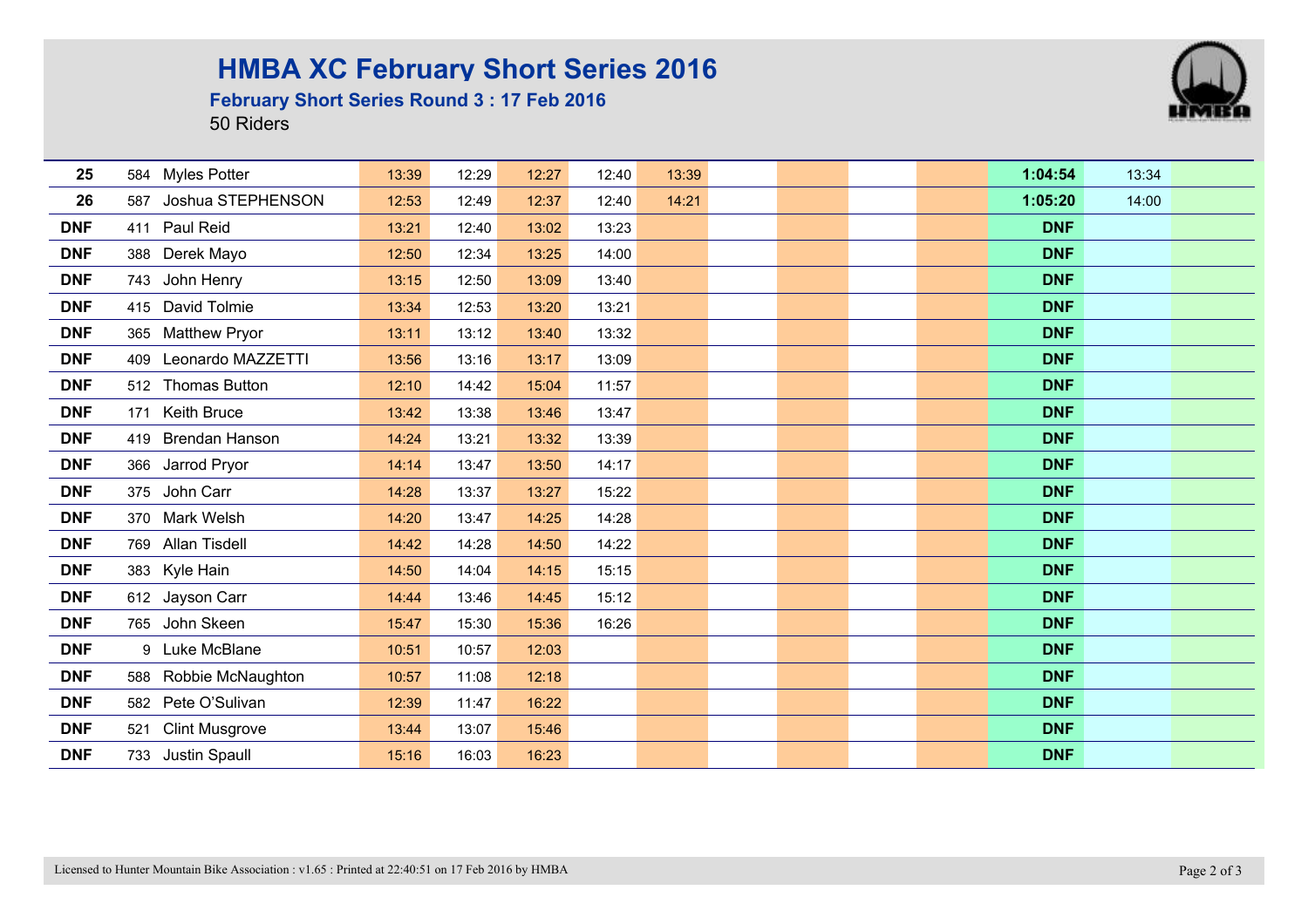# HMBA XC February Short Series 2016

## February Short Series Round 3 : 17 Feb 2016

50 Riders

| | | | | | | | | | | | | | | | |
|---|---|---|---|---|---|---|---|---|---|---|---|---|---|---|---|
| **25** | 584 | Myles Potter | 13:39 | 12:29 | 12:27 | 12:40 | 13:39 | | | | | | **1:04:54** | 13:34 | |
| **26** | 587 | Joshua STEPHENSON | 12:53 | 12:49 | 12:37 | 12:40 | 14:21 | | | | | | **1:05:20** | 14:00 | |
| **DNF** | 411 | Paul Reid | 13:21 | 12:40 | 13:02 | 13:23 | | | | | | | **DNF** | | |
| **DNF** | 388 | Derek Mayo | 12:50 | 12:34 | 13:25 | 14:00 | | | | | | | **DNF** | | |
| **DNF** | 743 | John Henry | 13:15 | 12:50 | 13:09 | 13:40 | | | | | | | **DNF** | | |
| **DNF** | 415 | David Tolmie | 13:34 | 12:53 | 13:20 | 13:21 | | | | | | | **DNF** | | |
| **DNF** | 365 | Matthew Pryor | 13:11 | 13:12 | 13:40 | 13:32 | | | | | | | **DNF** | | |
| **DNF** | 409 | Leonardo MAZZETTI | 13:56 | 13:16 | 13:17 | 13:09 | | | | | | | **DNF** | | |
| **DNF** | 512 | Thomas Button | 12:10 | 14:42 | 15:04 | 11:57 | | | | | | | **DNF** | | |
| **DNF** | 171 | Keith Bruce | 13:42 | 13:38 | 13:46 | 13:47 | | | | | | | **DNF** | | |
| **DNF** | 419 | Brendan Hanson | 14:24 | 13:21 | 13:32 | 13:39 | | | | | | | **DNF** | | |
| **DNF** | 366 | Jarrod Pryor | 14:14 | 13:47 | 13:50 | 14:17 | | | | | | | **DNF** | | |
| **DNF** | 375 | John Carr | 14:28 | 13:37 | 13:27 | 15:22 | | | | | | | **DNF** | | |
| **DNF** | 370 | Mark Welsh | 14:20 | 13:47 | 14:25 | 14:28 | | | | | | | **DNF** | | |
| **DNF** | 769 | Allan Tisdell | 14:42 | 14:28 | 14:50 | 14:22 | | | | | | | **DNF** | | |
| **DNF** | 383 | Kyle Hain | 14:50 | 14:04 | 14:15 | 15:15 | | | | | | | **DNF** | | |
| **DNF** | 612 | Jayson Carr | 14:44 | 13:46 | 14:45 | 15:12 | | | | | | | **DNF** | | |
| **DNF** | 765 | John Skeen | 15:47 | 15:30 | 15:36 | 16:26 | | | | | | | **DNF** | | |
| **DNF** | 9 | Luke McBlane | 10:51 | 10:57 | 12:03 | | | | | | | | **DNF** | | |
| **DNF** | 588 | Robbie McNaughton | 10:57 | 11:08 | 12:18 | | | | | | | | **DNF** | | |
| **DNF** | 582 | Pete O'Sulivan | 12:39 | 11:47 | 16:22 | | | | | | | | **DNF** | | |
| **DNF** | 521 | Clint Musgrove | 13:44 | 13:07 | 15:46 | | | | | | | | **DNF** | | |
| **DNF** | 733 | Justin Spaull | 15:16 | 16:03 | 16:23 | | | | | | | | **DNF** | | |

Licensed to Hunter Mountain Bike Association : v1.65 : Printed at 22:40:51 on 17 Feb 2016 by HMBA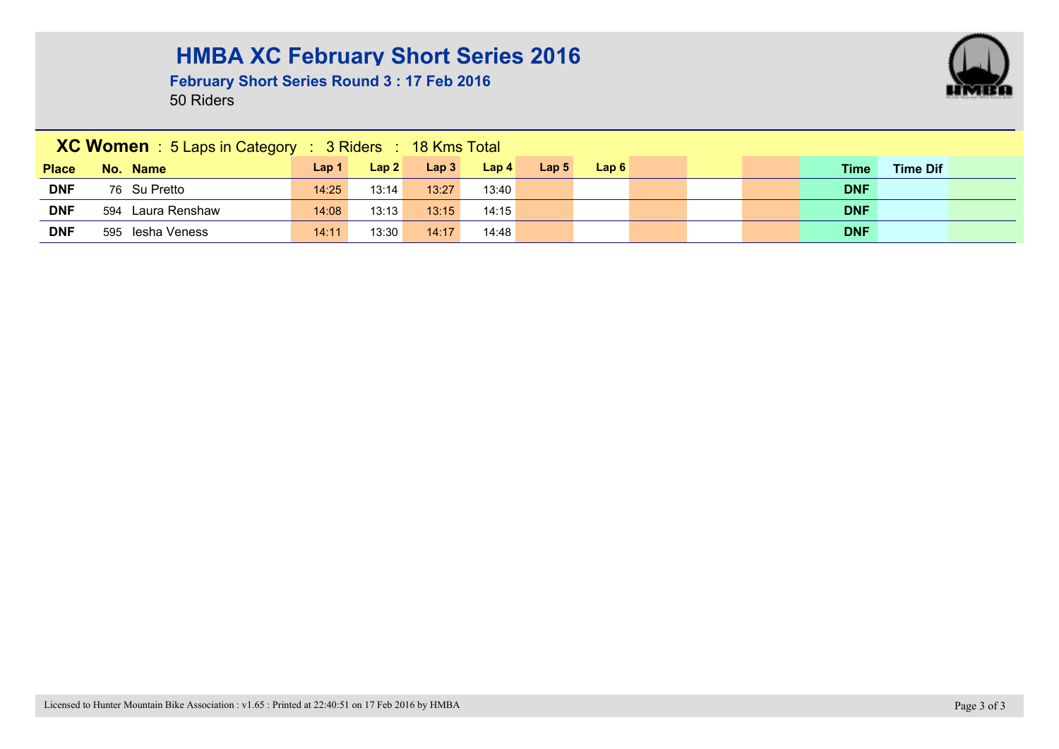# HMBA XC February Short Series 2016

**February Short Series Round 3 : 17 Feb 2016**

50 Riders

**XC Women** : 5 Laps in Category : 3 Riders : 18 Kms Total

| Place | No. | Name | Lap 1 | Lap 2 | Lap 3 | Lap 4 | Lap 5 | Lap 6 | | | | Time | Time Dif | |
|---|---|---|---|---|---|---|---|---|---|---|---|---|---|---|
| DNF | 76 | Su Pretto | 14:25 | 13:14 | 13:27 | 13:40 | | | | | | DNF | | |
| DNF | 594 | Laura Renshaw | 14:08 | 13:13 | 13:15 | 14:15 | | | | | | DNF | | |
| DNF | 595 | Iesha Veness | 14:11 | 13:30 | 14:17 | 14:48 | | | | | | DNF | | |

Licensed to Hunter Mountain Bike Association : v1.65 : Printed at 22:40:51 on 17 Feb 2016 by HMBA